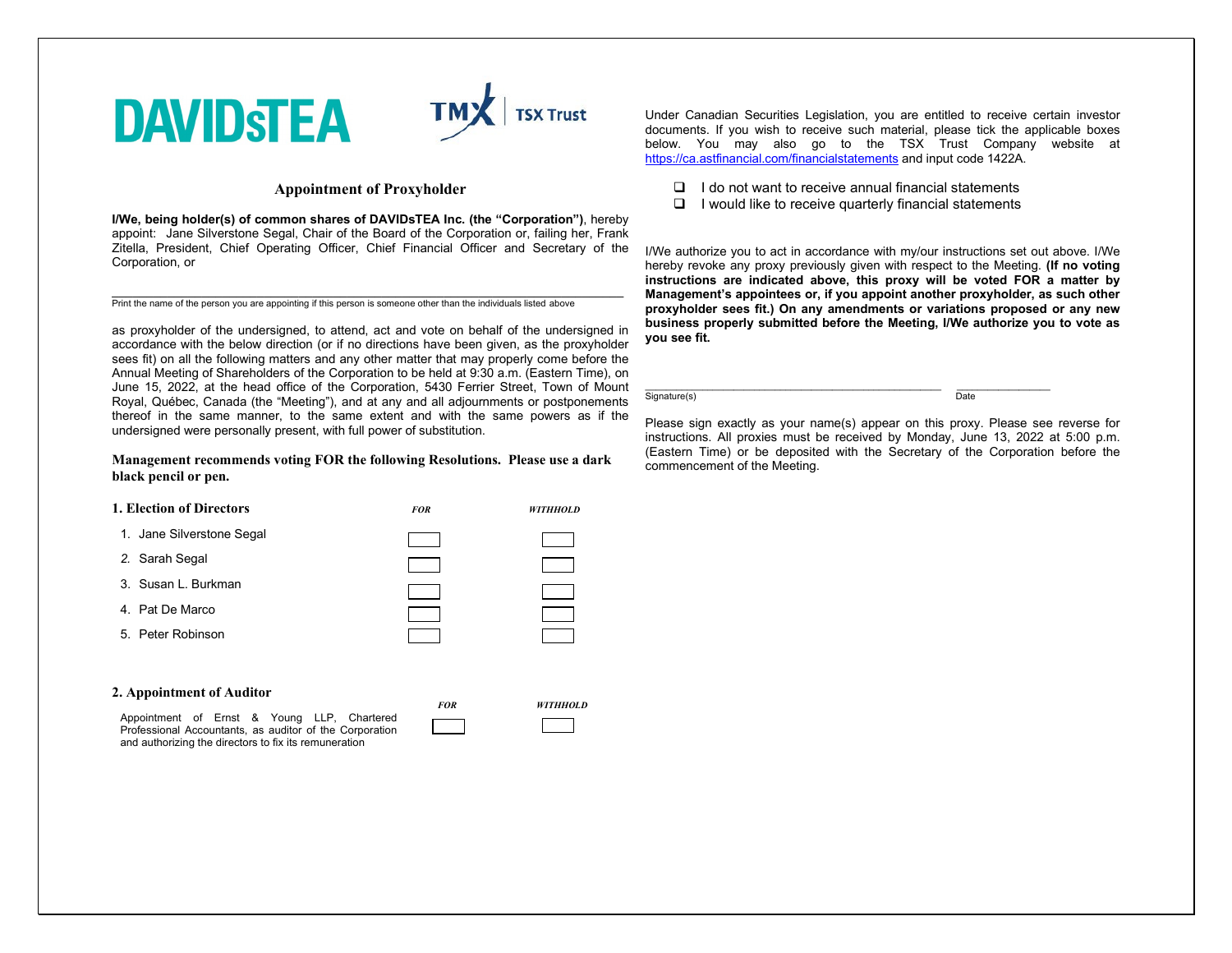DAVIDsTEA

TMX | TSX Trust

## Appointment of Proxyholder

**I/We, being holder(s) of common shares of DAVIDsTEA Inc. (the "Corporation")**, hereby appoint: Jane Silverstone Segal, Chair of the Board of the Corporation or, failing her, Frank Zitella, President, Chief Operating Officer, Chief Financial Officer and Secretary of the Corporation, or

\_\_\_\_\_\_\_\_\_\_\_\_\_\_\_\_\_\_\_\_\_\_\_\_\_\_\_\_\_\_\_\_\_\_\_\_\_\_\_\_\_\_\_\_\_\_\_\_\_\_\_\_\_\_\_\_\_\_\_\_

Print the name of the person you are appointing if this person is someone other than the individuals listed above

as proxyholder of the undersigned, to attend, act and vote on behalf of the undersigned in accordance with the below direction (or if no directions have been given, as the proxyholder sees fit) on all the following matters and any other matter that may properly come before the Annual Meeting of Shareholders of the Corporation to be held at 9:30 a.m. (Eastern Time), on June 15, 2022, at the head office of the Corporation, 5430 Ferrier Street, Town of Mount Royal, Québec, Canada (the "Meeting"), and at any and all adjournments or postponements thereof in the same manner, to the same extent and with the same powers as if the undersigned were personally present, with full power of substitution.

**Management recommends voting FOR the following Resolutions. Please use a dark black pencil or pen.**

### 1. Election of Directors

| | *FOR* | *WITHHOLD* |
|---|---|---|
| 1. Jane Silverstone Segal | ☐ | ☐ |
| 2. Sarah Segal | ☐ | ☐ |
| 3. Susan L. Burkman | ☐ | ☐ |
| 4. Pat De Marco | ☐ | ☐ |
| 5. Peter Robinson | ☐ | ☐ |

### 2. Appointment of Auditor

| | *FOR* | *WITHHOLD* |
|---|---|---|
| Appointment of Ernst & Young LLP, Chartered Professional Accountants, as auditor of the Corporation and authorizing the directors to fix its remuneration | ☐ | ☐ |

Under Canadian Securities Legislation, you are entitled to receive certain investor documents. If you wish to receive such material, please tick the applicable boxes below. You may also go to the TSX Trust Company website at https://ca.astfinancial.com/financialstatements and input code 1422A.

- ☐ I do not want to receive annual financial statements
- ☐ I would like to receive quarterly financial statements

I/We authorize you to act in accordance with my/our instructions set out above. I/We hereby revoke any proxy previously given with respect to the Meeting. **(If no voting instructions are indicated above, this proxy will be voted FOR a matter by Management's appointees or, if you appoint another proxyholder, as such other proxyholder sees fit.) On any amendments or variations proposed or any new business properly submitted before the Meeting, I/We authorize you to vote as you see fit.**

\_\_\_\_\_\_\_\_\_\_\_\_\_\_\_\_\_\_\_\_\_\_\_\_\_\_\_\_\_\_\_\_\_\_\_\_\_\_\_\_ \_\_\_\_\_\_\_\_\_\_\_\_\_\_\_\_

Signature(s) Date

Please sign exactly as your name(s) appear on this proxy. Please see reverse for instructions. All proxies must be received by Monday, June 13, 2022 at 5:00 p.m. (Eastern Time) or be deposited with the Secretary of the Corporation before the commencement of the Meeting.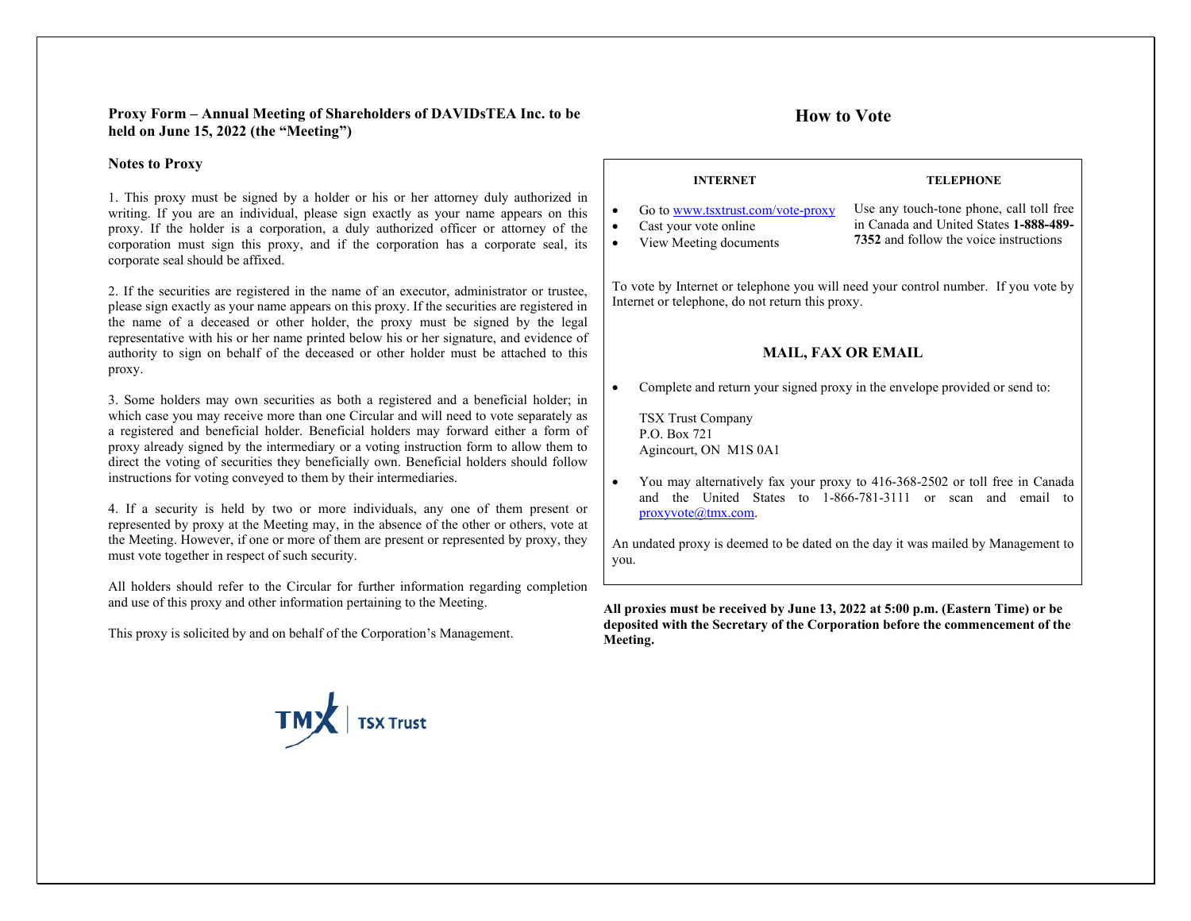**Proxy Form – Annual Meeting of Shareholders of DAVIDsTEA Inc. to be held on June 15, 2022 (the "Meeting")**

**Notes to Proxy**

1. This proxy must be signed by a holder or his or her attorney duly authorized in writing. If you are an individual, please sign exactly as your name appears on this proxy. If the holder is a corporation, a duly authorized officer or attorney of the corporation must sign this proxy, and if the corporation has a corporate seal, its corporate seal should be affixed.

2. If the securities are registered in the name of an executor, administrator or trustee, please sign exactly as your name appears on this proxy. If the securities are registered in the name of a deceased or other holder, the proxy must be signed by the legal representative with his or her name printed below his or her signature, and evidence of authority to sign on behalf of the deceased or other holder must be attached to this proxy.

3. Some holders may own securities as both a registered and a beneficial holder; in which case you may receive more than one Circular and will need to vote separately as a registered and beneficial holder. Beneficial holders may forward either a form of proxy already signed by the intermediary or a voting instruction form to allow them to direct the voting of securities they beneficially own. Beneficial holders should follow instructions for voting conveyed to them by their intermediaries.

4. If a security is held by two or more individuals, any one of them present or represented by proxy at the Meeting may, in the absence of the other or others, vote at the Meeting. However, if one or more of them are present or represented by proxy, they must vote together in respect of such security.

All holders should refer to the Circular for further information regarding completion and use of this proxy and other information pertaining to the Meeting.

This proxy is solicited by and on behalf of the Corporation's Management.

TMX | TSX Trust

## How to Vote

**INTERNET**

- Go to www.tsxtrust.com/vote-proxy
- Cast your vote online
- View Meeting documents

**TELEPHONE**

Use any touch-tone phone, call toll free in Canada and United States **1-888-489-7352** and follow the voice instructions

To vote by Internet or telephone you will need your control number. If you vote by Internet or telephone, do not return this proxy.

**MAIL, FAX OR EMAIL**

- Complete and return your signed proxy in the envelope provided or send to:

  TSX Trust Company
  P.O. Box 721
  Agincourt, ON M1S 0A1

- You may alternatively fax your proxy to 416-368-2502 or toll free in Canada and the United States to 1-866-781-3111 or scan and email to proxyvote@tmx.com.

An undated proxy is deemed to be dated on the day it was mailed by Management to you.

**All proxies must be received by June 13, 2022 at 5:00 p.m. (Eastern Time) or be deposited with the Secretary of the Corporation before the commencement of the Meeting.**